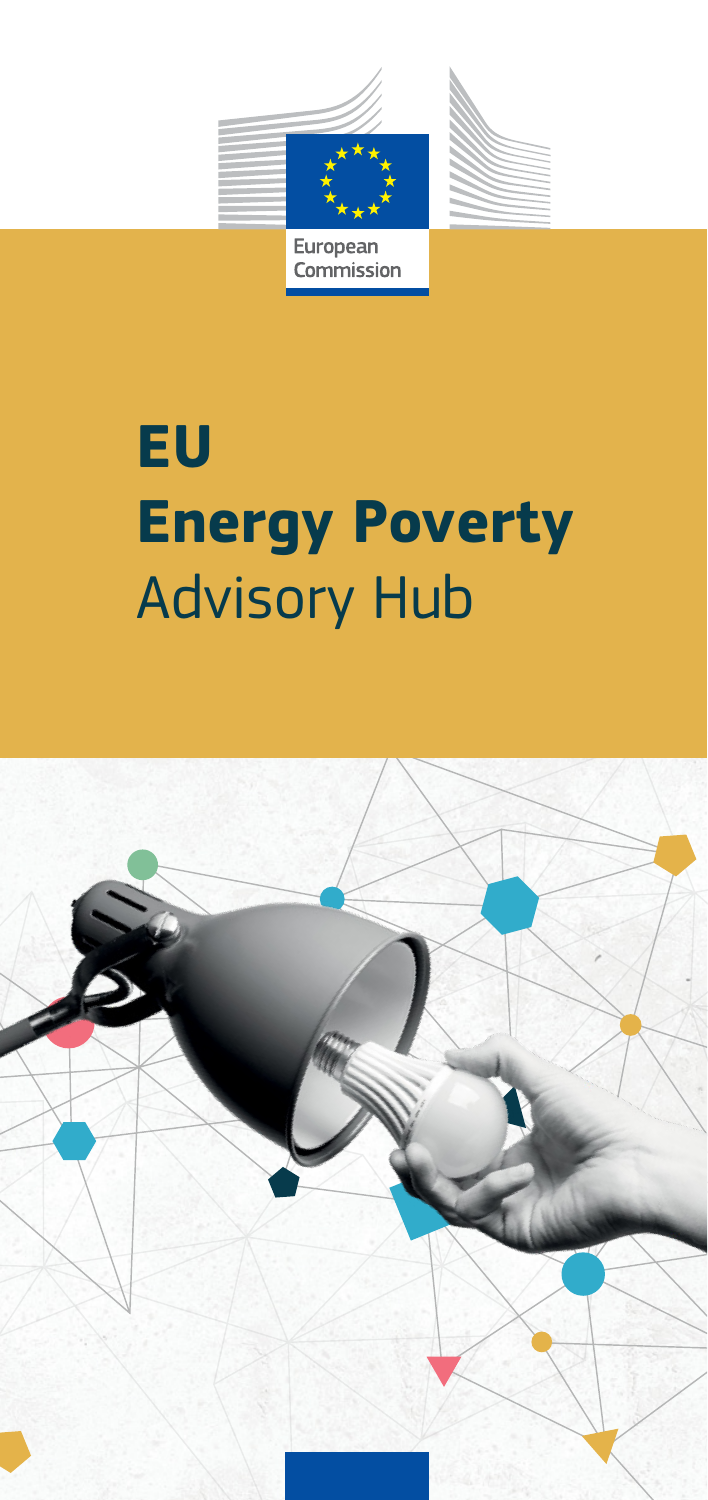European Commission

# EU Energy Poverty Advisory Hub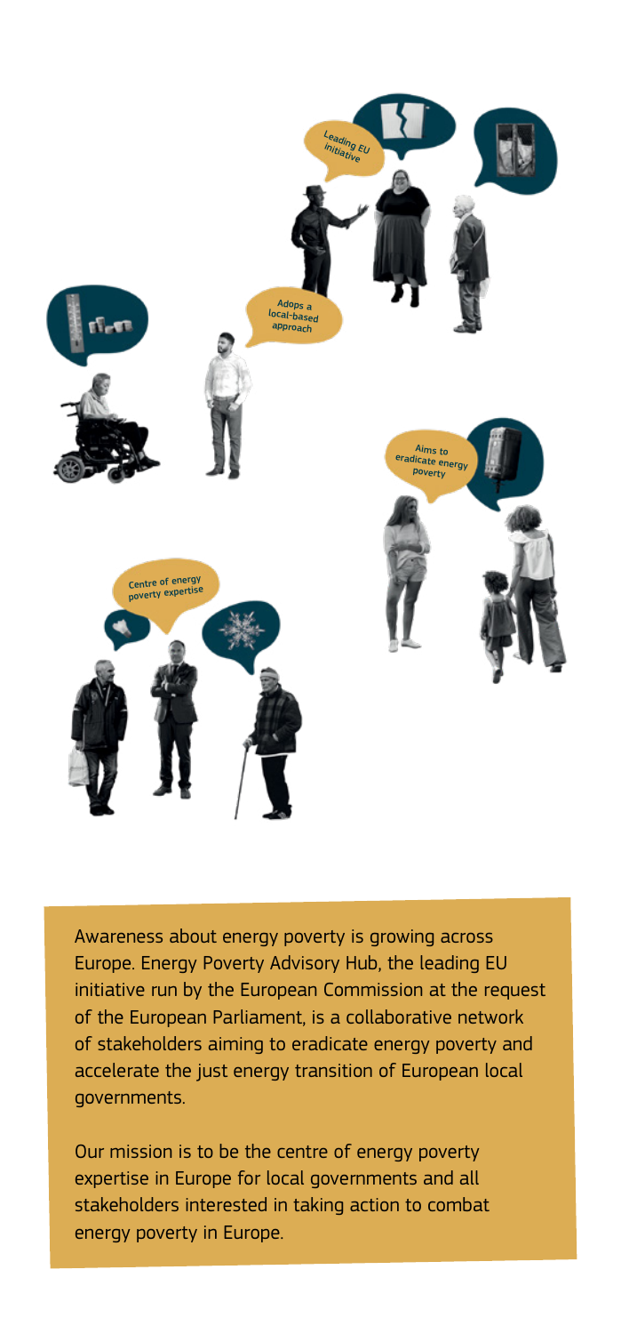Leading EU initiative

Adops a local-based approach

Aims to eradicate energy poverty

Centre of energy poverty expertise

Awareness about energy poverty is growing across Europe. Energy Poverty Advisory Hub, the leading EU initiative run by the European Commission at the request of the European Parliament, is a collaborative network of stakeholders aiming to eradicate energy poverty and accelerate the just energy transition of European local governments.

Our mission is to be the centre of energy poverty expertise in Europe for local governments and all stakeholders interested in taking action to combat energy poverty in Europe.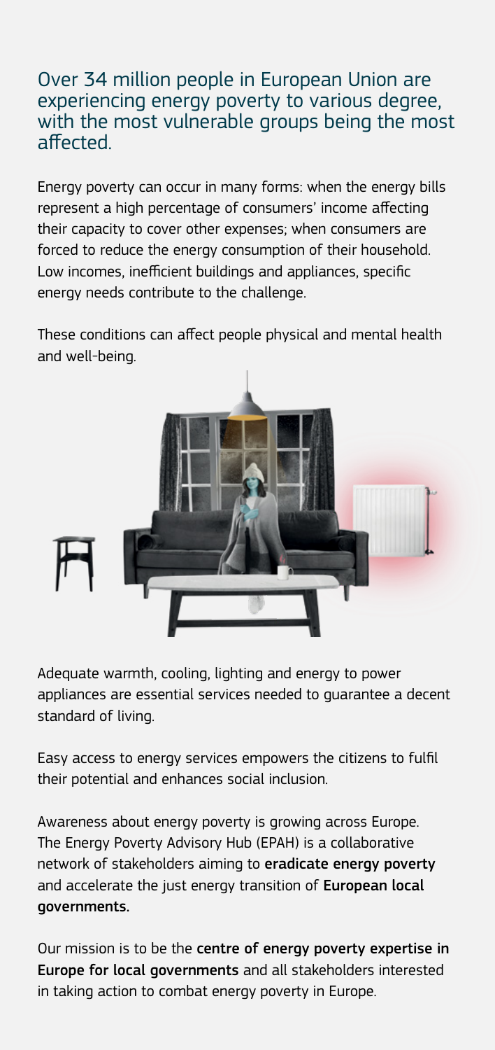## Over 34 million people in European Union are experiencing energy poverty to various degree, with the most vulnerable groups being the most affected.

Energy poverty can occur in many forms: when the energy bills represent a high percentage of consumers' income affecting their capacity to cover other expenses; when consumers are forced to reduce the energy consumption of their household. Low incomes, inefficient buildings and appliances, specific energy needs contribute to the challenge.

These conditions can affect people physical and mental health and well-being.

Adequate warmth, cooling, lighting and energy to power appliances are essential services needed to guarantee a decent standard of living.

Easy access to energy services empowers the citizens to fulfil their potential and enhances social inclusion.

Awareness about energy poverty is growing across Europe. The Energy Poverty Advisory Hub (EPAH) is a collaborative network of stakeholders aiming to **eradicate energy poverty** and accelerate the just energy transition of **European local governments.**

Our mission is to be the **centre of energy poverty expertise in Europe for local governments** and all stakeholders interested in taking action to combat energy poverty in Europe.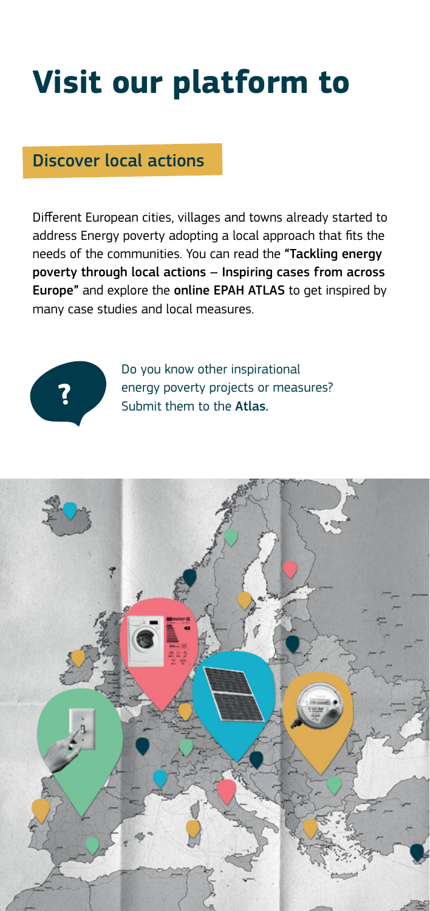# Visit our platform to

## Discover local actions

Different European cities, villages and towns already started to address Energy poverty adopting a local approach that fits the needs of the communities. You can read the **"Tackling energy poverty through local actions – Inspiring cases from across Europe"** and explore the **online EPAH ATLAS** to get inspired by many case studies and local measures.

Do you know other inspirational energy poverty projects or measures? Submit them to the **Atlas.**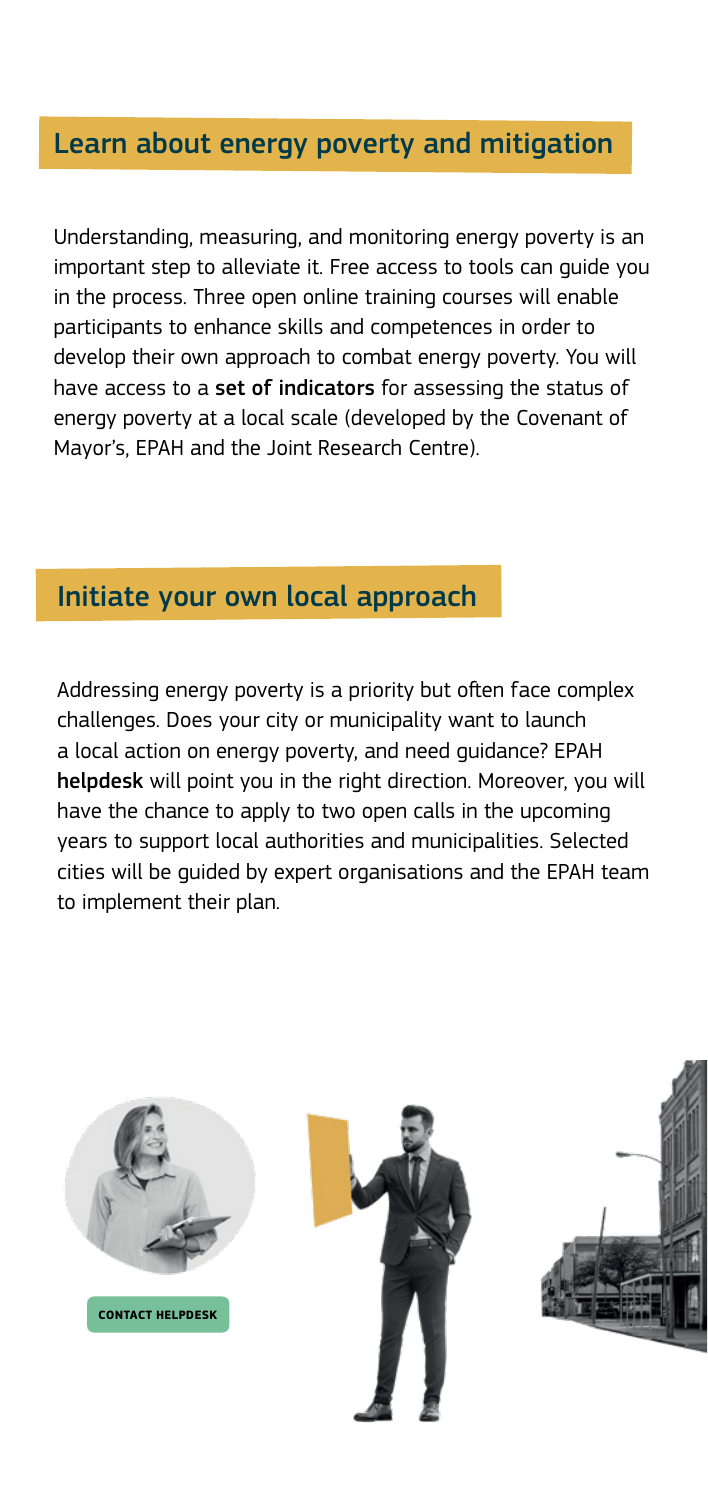## Learn about energy poverty and mitigation

Understanding, measuring, and monitoring energy poverty is an important step to alleviate it. Free access to tools can guide you in the process. Three open online training courses will enable participants to enhance skills and competences in order to develop their own approach to combat energy poverty. You will have access to a **set of indicators** for assessing the status of energy poverty at a local scale (developed by the Covenant of Mayor's, EPAH and the Joint Research Centre).

## Initiate your own local approach

Addressing energy poverty is a priority but often face complex challenges. Does your city or municipality want to launch a local action on energy poverty, and need guidance? EPAH **helpdesk** will point you in the right direction. Moreover, you will have the chance to apply to two open calls in the upcoming years to support local authorities and municipalities. Selected cities will be guided by expert organisations and the EPAH team to implement their plan.

**CONTACT HELPDESK**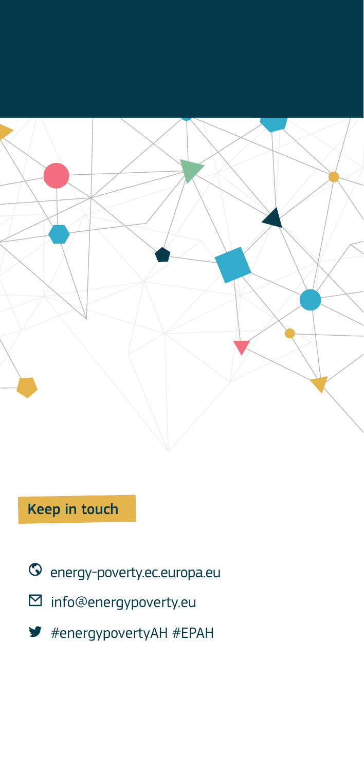## Keep in touch

- energy-poverty.ec.europa.eu
- info@energypoverty.eu
- #energypovertyAH #EPAH